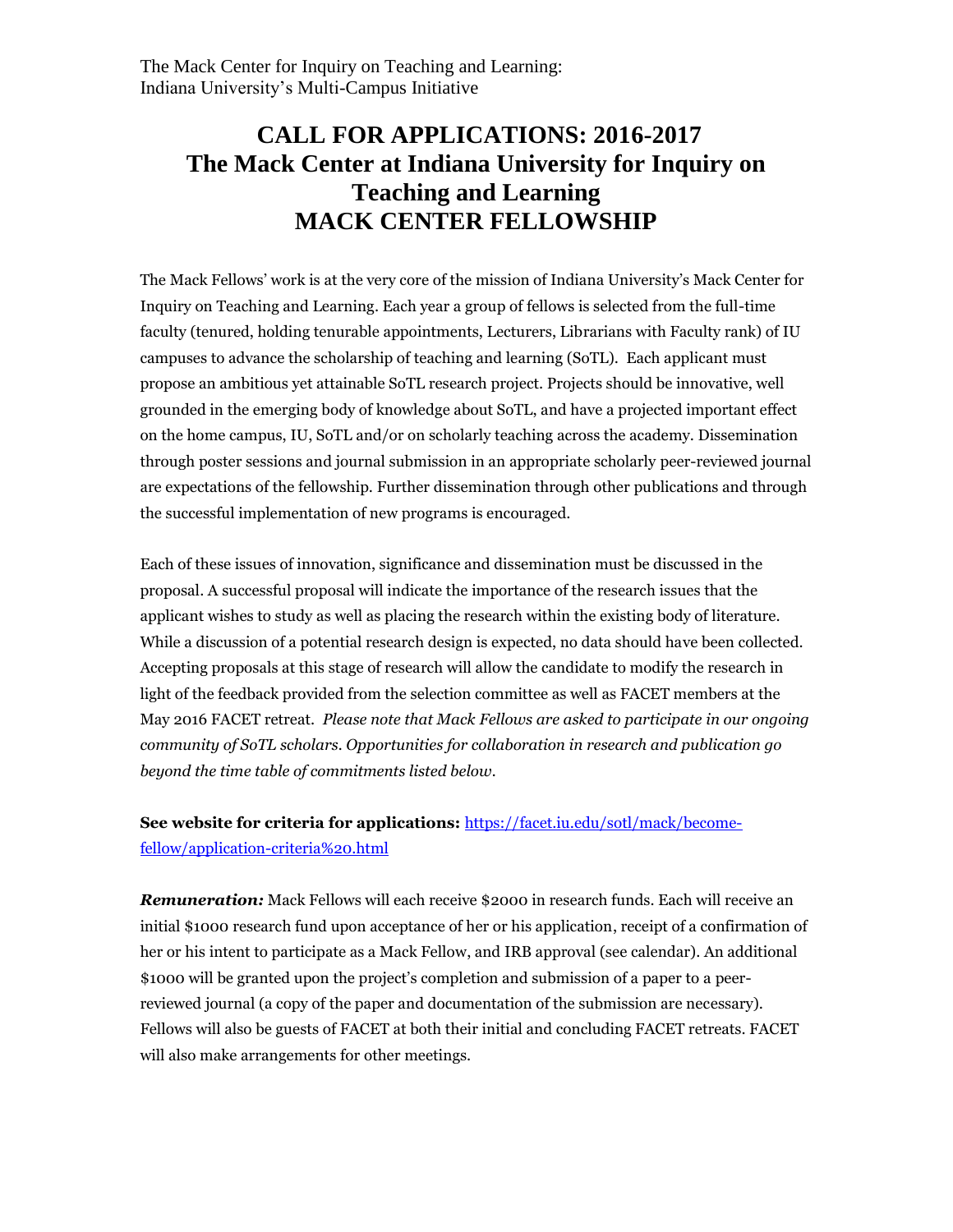The Mack Center for Inquiry on Teaching and Learning:
Indiana University's Multi-Campus Initiative

# CALL FOR APPLICATIONS: 2016-2017
# The Mack Center at Indiana University for Inquiry on Teaching and Learning
# MACK CENTER FELLOWSHIP

The Mack Fellows' work is at the very core of the mission of Indiana University's Mack Center for Inquiry on Teaching and Learning. Each year a group of fellows is selected from the full-time faculty (tenured, holding tenurable appointments, Lecturers, Librarians with Faculty rank) of IU campuses to advance the scholarship of teaching and learning (SoTL). Each applicant must propose an ambitious yet attainable SoTL research project. Projects should be innovative, well grounded in the emerging body of knowledge about SoTL, and have a projected important effect on the home campus, IU, SoTL and/or on scholarly teaching across the academy. Dissemination through poster sessions and journal submission in an appropriate scholarly peer-reviewed journal are expectations of the fellowship. Further dissemination through other publications and through the successful implementation of new programs is encouraged.

Each of these issues of innovation, significance and dissemination must be discussed in the proposal. A successful proposal will indicate the importance of the research issues that the applicant wishes to study as well as placing the research within the existing body of literature. While a discussion of a potential research design is expected, no data should have been collected. Accepting proposals at this stage of research will allow the candidate to modify the research in light of the feedback provided from the selection committee as well as FACET members at the May 2016 FACET retreat. *Please note that Mack Fellows are asked to participate in our ongoing community of SoTL scholars. Opportunities for collaboration in research and publication go beyond the time table of commitments listed below.*

**See website for criteria for applications:** [https://facet.iu.edu/sotl/mack/become-fellow/application-criteria%20.html](https://facet.iu.edu/sotl/mack/become-fellow/application-criteria%20.html)

***Remuneration:*** Mack Fellows will each receive $2000 in research funds. Each will receive an initial $1000 research fund upon acceptance of her or his application, receipt of a confirmation of her or his intent to participate as a Mack Fellow, and IRB approval (see calendar). An additional $1000 will be granted upon the project's completion and submission of a paper to a peer-reviewed journal (a copy of the paper and documentation of the submission are necessary). Fellows will also be guests of FACET at both their initial and concluding FACET retreats. FACET will also make arrangements for other meetings.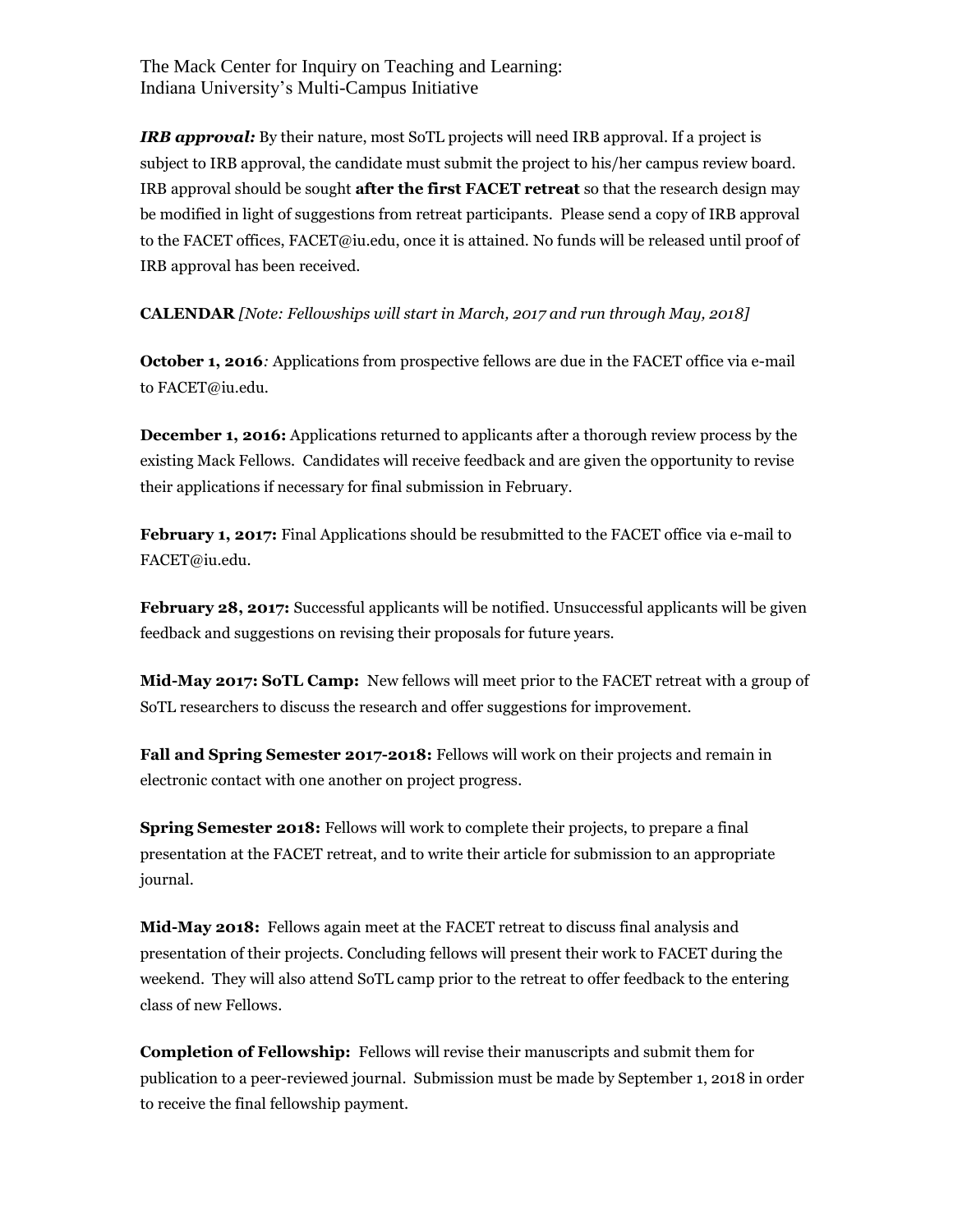**_IRB approval:_** By their nature, most SoTL projects will need IRB approval. If a project is subject to IRB approval, the candidate must submit the project to his/her campus review board. IRB approval should be sought **after the first FACET retreat** so that the research design may be modified in light of suggestions from retreat participants. Please send a copy of IRB approval to the FACET offices, FACET@iu.edu, once it is attained. No funds will be released until proof of IRB approval has been received.

**CALENDAR** *[Note: Fellowships will start in March, 2017 and run through May, 2018]*

**October 1, 2016***:* Applications from prospective fellows are due in the FACET office via e-mail to FACET@iu.edu.

**December 1, 2016:** Applications returned to applicants after a thorough review process by the existing Mack Fellows. Candidates will receive feedback and are given the opportunity to revise their applications if necessary for final submission in February.

**February 1, 2017:** Final Applications should be resubmitted to the FACET office via e-mail to FACET@iu.edu.

**February 28, 2017:** Successful applicants will be notified. Unsuccessful applicants will be given feedback and suggestions on revising their proposals for future years.

**Mid-May 2017: SoTL Camp:** New fellows will meet prior to the FACET retreat with a group of SoTL researchers to discuss the research and offer suggestions for improvement.

**Fall and Spring Semester 2017-2018:** Fellows will work on their projects and remain in electronic contact with one another on project progress.

**Spring Semester 2018:** Fellows will work to complete their projects, to prepare a final presentation at the FACET retreat, and to write their article for submission to an appropriate journal.

**Mid-May 2018:** Fellows again meet at the FACET retreat to discuss final analysis and presentation of their projects. Concluding fellows will present their work to FACET during the weekend. They will also attend SoTL camp prior to the retreat to offer feedback to the entering class of new Fellows.

**Completion of Fellowship:** Fellows will revise their manuscripts and submit them for publication to a peer-reviewed journal. Submission must be made by September 1, 2018 in order to receive the final fellowship payment.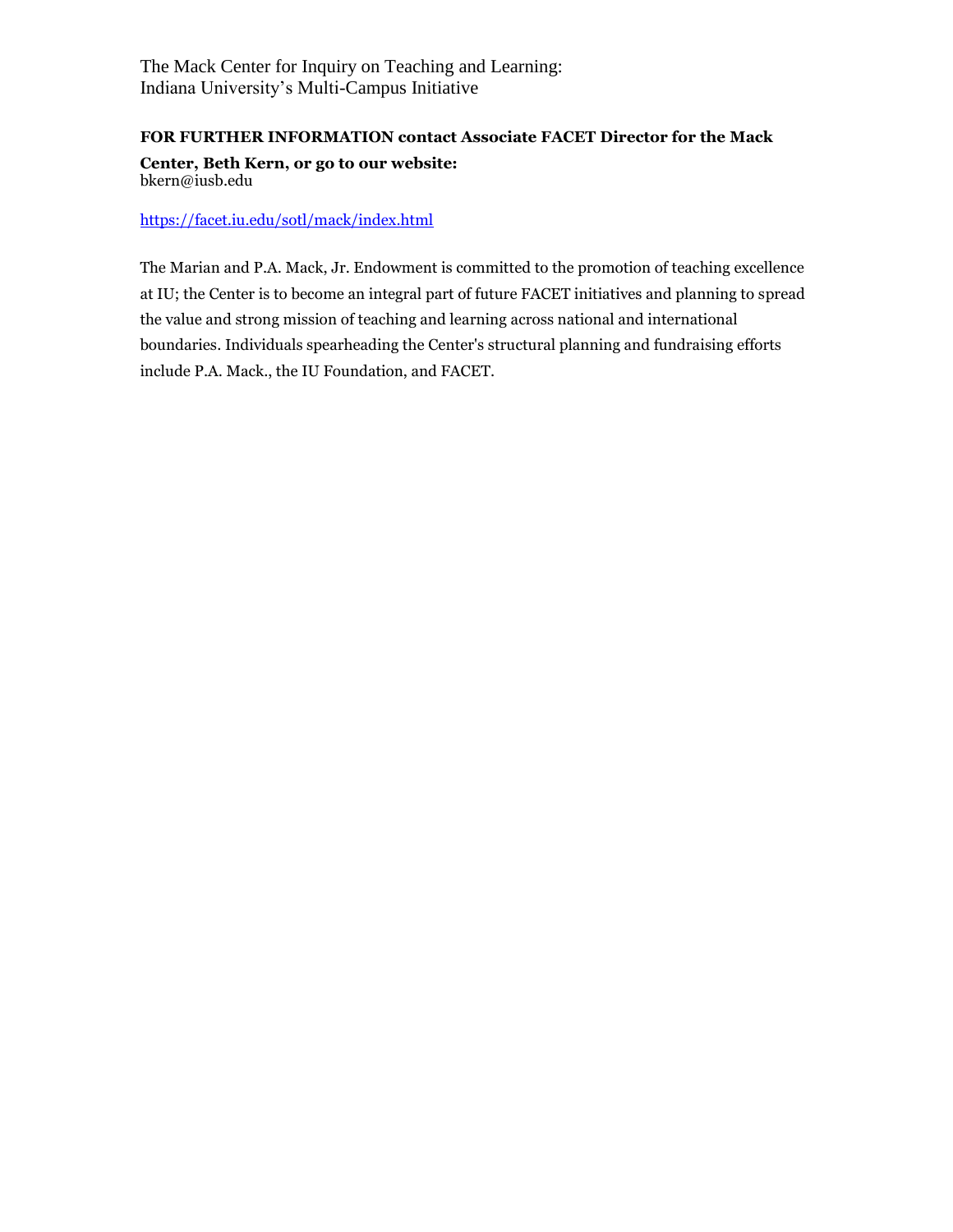The Mack Center for Inquiry on Teaching and Learning:
Indiana University's Multi-Campus Initiative

**FOR FURTHER INFORMATION contact Associate FACET Director for the Mack Center, Beth Kern, or go to our website:**
bkern@iusb.edu

https://facet.iu.edu/sotl/mack/index.html

The Marian and P.A. Mack, Jr. Endowment is committed to the promotion of teaching excellence at IU; the Center is to become an integral part of future FACET initiatives and planning to spread the value and strong mission of teaching and learning across national and international boundaries. Individuals spearheading the Center's structural planning and fundraising efforts include P.A. Mack., the IU Foundation, and FACET.